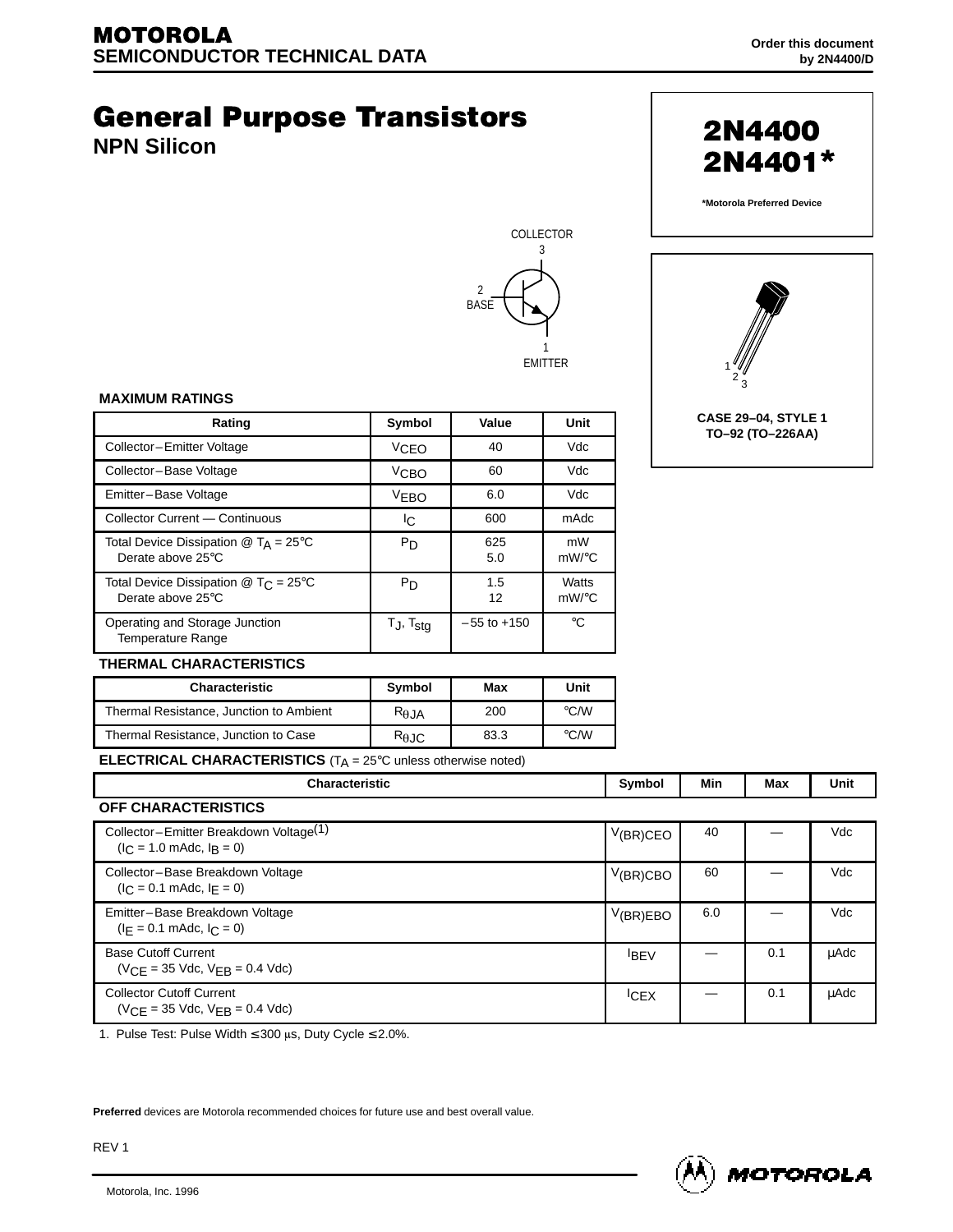**MOTOROLA**
**SEMICONDUCTOR TECHNICAL DATA**

Order this document by 2N4400/D

# General Purpose Transistors

## NPN Silicon

**2N4400**
**2N4401***

*Motorola Preferred Device

COLLECTOR 3

2 BASE

1 EMITTER

CASE 29–04, STYLE 1
TO–92 (TO–226AA)

### MAXIMUM RATINGS

| Rating | Symbol | Value | Unit |
|---|---|---|---|
| Collector–Emitter Voltage | $V_{CEO}$ | 40 | Vdc |
| Collector–Base Voltage | $V_{CBO}$ | 60 | Vdc |
| Emitter–Base Voltage | $V_{EBO}$ | 6.0 | Vdc |
| Collector Current — Continuous | $I_C$ | 600 | mAdc |
| Total Device Dissipation @ $T_A$ = 25°C<br>Derate above 25°C | $P_D$ | 625<br>5.0 | mW<br>mW/°C |
| Total Device Dissipation @ $T_C$ = 25°C<br>Derate above 25°C | $P_D$ | 1.5<br>12 | Watts<br>mW/°C |
| Operating and Storage Junction Temperature Range | $T_J$, $T_{stg}$ | –55 to +150 | °C |

### THERMAL CHARACTERISTICS

| Characteristic | Symbol | Max | Unit |
|---|---|---|---|
| Thermal Resistance, Junction to Ambient | $R_{\theta JA}$ | 200 | °C/W |
| Thermal Resistance, Junction to Case | $R_{\theta JC}$ | 83.3 | °C/W |

### ELECTRICAL CHARACTERISTICS ($T_A$ = 25°C unless otherwise noted)

| Characteristic | Symbol | Min | Max | Unit |
|---|---|---|---|---|
| **OFF CHARACTERISTICS** | | | | |
| Collector–Emitter Breakdown Voltage(1)<br>($I_C$ = 1.0 mAdc, $I_B$ = 0) | $V_{(BR)CEO}$ | 40 | — | Vdc |
| Collector–Base Breakdown Voltage<br>($I_C$ = 0.1 mAdc, $I_E$ = 0) | $V_{(BR)CBO}$ | 60 | — | Vdc |
| Emitter–Base Breakdown Voltage<br>($I_E$ = 0.1 mAdc, $I_C$ = 0) | $V_{(BR)EBO}$ | 6.0 | — | Vdc |
| Base Cutoff Current<br>($V_{CE}$ = 35 Vdc, $V_{EB}$ = 0.4 Vdc) | $I_{BEV}$ | — | 0.1 | μAdc |
| Collector Cutoff Current<br>($V_{CE}$ = 35 Vdc, $V_{EB}$ = 0.4 Vdc) | $I_{CEX}$ | — | 0.1 | μAdc |

1. Pulse Test: Pulse Width ≤ 300 μs, Duty Cycle ≤ 2.0%.

**Preferred** devices are Motorola recommended choices for future use and best overall value.

REV 1

Motorola, Inc. 1996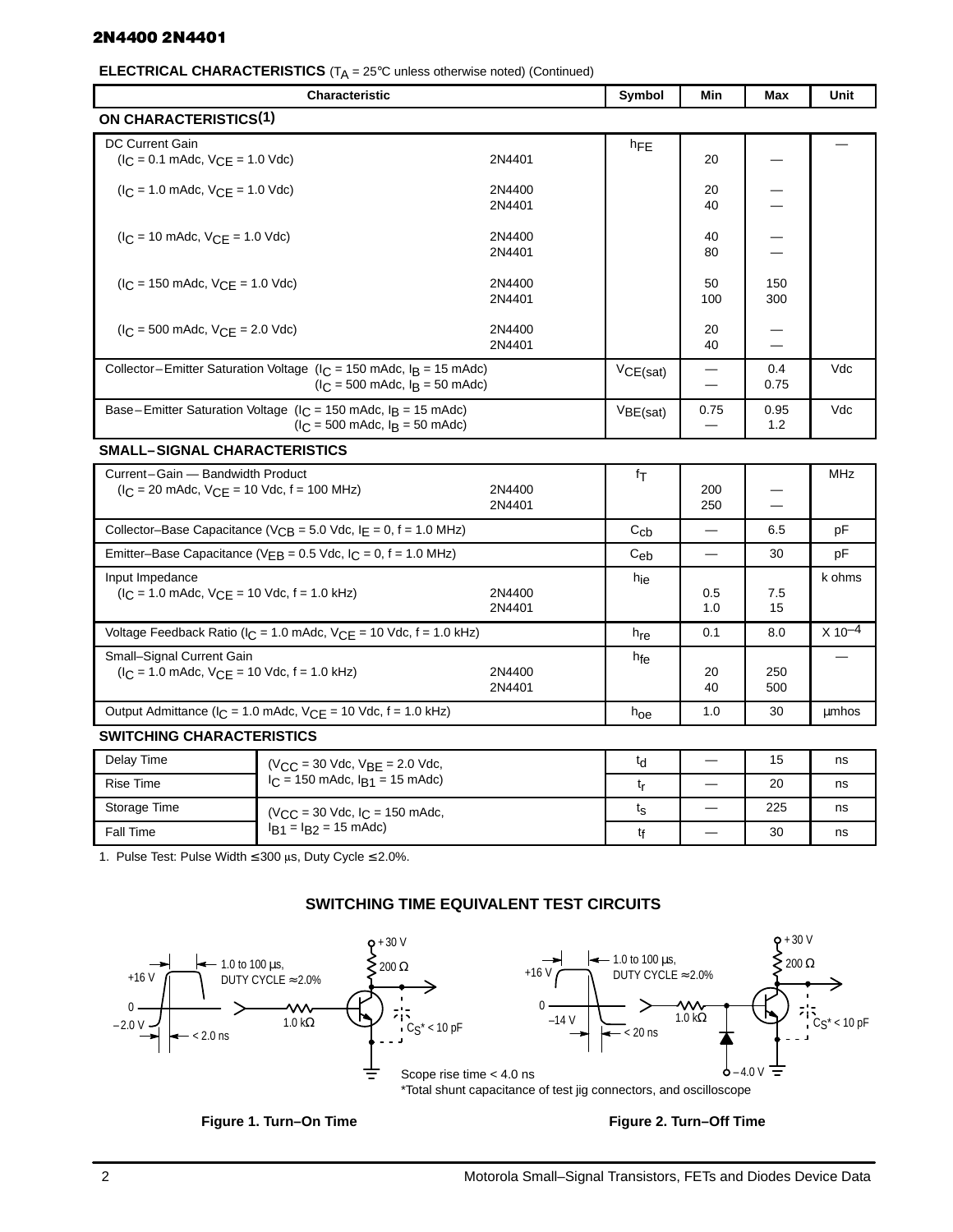**ELECTRICAL CHARACTERISTICS** ($T_A$ = 25°C unless otherwise noted) (Continued)

| Characteristic | | Symbol | Min | Max | Unit |
|---|---|---|---|---|---|
| **ON CHARACTERISTICS**(1) | | | | | |
| DC Current Gain | | $h_{FE}$ | | | — |
| ($I_C$ = 0.1 mAdc, $V_{CE}$ = 1.0 Vdc) | 2N4401 | | 20 | — | |
| ($I_C$ = 1.0 mAdc, $V_{CE}$ = 1.0 Vdc) | 2N4400 | | 20 | — | |
| | 2N4401 | | 40 | — | |
| ($I_C$ = 10 mAdc, $V_{CE}$ = 1.0 Vdc) | 2N4400 | | 40 | — | |
| | 2N4401 | | 80 | — | |
| ($I_C$ = 150 mAdc, $V_{CE}$ = 1.0 Vdc) | 2N4400 | | 50 | 150 | |
| | 2N4401 | | 100 | 300 | |
| ($I_C$ = 500 mAdc, $V_{CE}$ = 2.0 Vdc) | 2N4400 | | 20 | — | |
| | 2N4401 | | 40 | — | |
| Collector–Emitter Saturation Voltage ($I_C$ = 150 mAdc, $I_B$ = 15 mAdc) | | $V_{CE(sat)}$ | — | 0.4 | Vdc |
| ($I_C$ = 500 mAdc, $I_B$ = 50 mAdc) | | | — | 0.75 | |
| Base–Emitter Saturation Voltage ($I_C$ = 150 mAdc, $I_B$ = 15 mAdc) | | $V_{BE(sat)}$ | 0.75 | 0.95 | Vdc |
| ($I_C$ = 500 mAdc, $I_B$ = 50 mAdc) | | | — | 1.2 | |
| **SMALL–SIGNAL CHARACTERISTICS** | | | | | |
| Current–Gain — Bandwidth Product | | $f_T$ | | | MHz |
| ($I_C$ = 20 mAdc, $V_{CE}$ = 10 Vdc, f = 100 MHz) | 2N4400 | | 200 | — | |
| | 2N4401 | | 250 | — | |
| Collector–Base Capacitance ($V_{CB}$ = 5.0 Vdc, $I_E$ = 0, f = 1.0 MHz) | | $C_{cb}$ | — | 6.5 | pF |
| Emitter–Base Capacitance ($V_{EB}$ = 0.5 Vdc, $I_C$ = 0, f = 1.0 MHz) | | $C_{eb}$ | — | 30 | pF |
| Input Impedance | | $h_{ie}$ | | | k ohms |
| ($I_C$ = 1.0 mAdc, $V_{CE}$ = 10 Vdc, f = 1.0 kHz) | 2N4400 | | 0.5 | 7.5 | |
| | 2N4401 | | 1.0 | 15 | |
| Voltage Feedback Ratio ($I_C$ = 1.0 mAdc, $V_{CE}$ = 10 Vdc, f = 1.0 kHz) | | $h_{re}$ | 0.1 | 8.0 | $\times 10^{-4}$ |
| Small–Signal Current Gain | | $h_{fe}$ | | | — |
| ($I_C$ = 1.0 mAdc, $V_{CE}$ = 10 Vdc, f = 1.0 kHz) | 2N4400 | | 20 | 250 | |
| | 2N4401 | | 40 | 500 | |
| Output Admittance ($I_C$ = 1.0 mAdc, $V_{CE}$ = 10 Vdc, f = 1.0 kHz) | | $h_{oe}$ | 1.0 | 30 | μmhos |
| **SWITCHING CHARACTERISTICS** | | | | | |
| Delay Time | ($V_{CC}$ = 30 Vdc, $V_{BE}$ = 2.0 Vdc, $I_C$ = 150 mAdc, $I_{B1}$ = 15 mAdc) | $t_d$ | — | 15 | ns |
| Rise Time | | $t_r$ | — | 20 | ns |
| Storage Time | ($V_{CC}$ = 30 Vdc, $I_C$ = 150 mAdc, $I_{B1}$ = $I_{B2}$ = 15 mAdc) | $t_s$ | — | 225 | ns |
| Fall Time | | $t_f$ | — | 30 | ns |

1. Pulse Test: Pulse Width ≤ 300 μs, Duty Cycle ≤ 2.0%.

## SWITCHING TIME EQUIVALENT TEST CIRCUITS

+16 V, 0, –2.0 V; 1.0 to 100 μs, DUTY CYCLE ≈ 2.0%; < 2.0 ns; 1.0 kΩ; +30 V; 200 Ω; $C_S$* < 10 pF

+16 V, 0, –14 V; 1.0 to 100 μs, DUTY CYCLE ≈ 2.0%; < 20 ns; 1.0 kΩ; +30 V; 200 Ω; $C_S$* < 10 pF; –4.0 V

Scope rise time < 4.0 ns

*Total shunt capacitance of test jig connectors, and oscilloscope

**Figure 1. Turn–On Time**

**Figure 2. Turn–Off Time**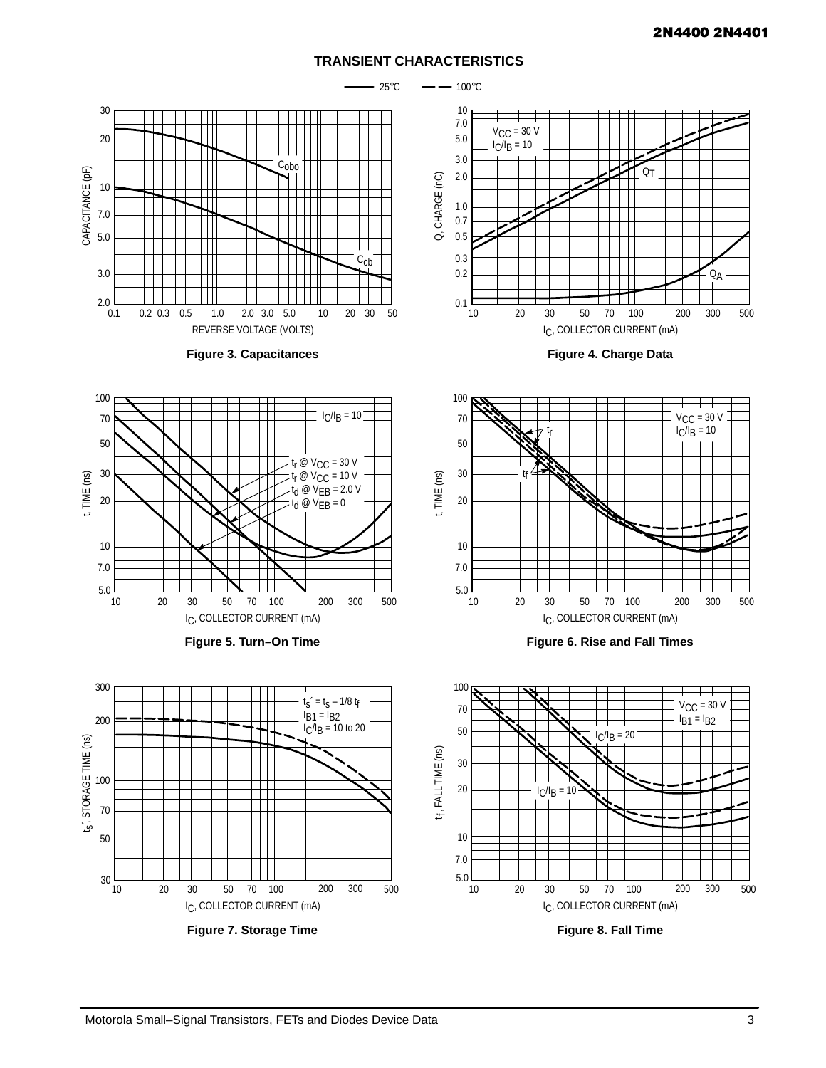## TRANSIENT CHARACTERISTICS

—— 25°C  — — 100°C

Figure 3. Capacitances

Figure 4. Charge Data

Figure 5. Turn–On Time

Figure 6. Rise and Fall Times

Figure 7. Storage Time

Figure 8. Fall Time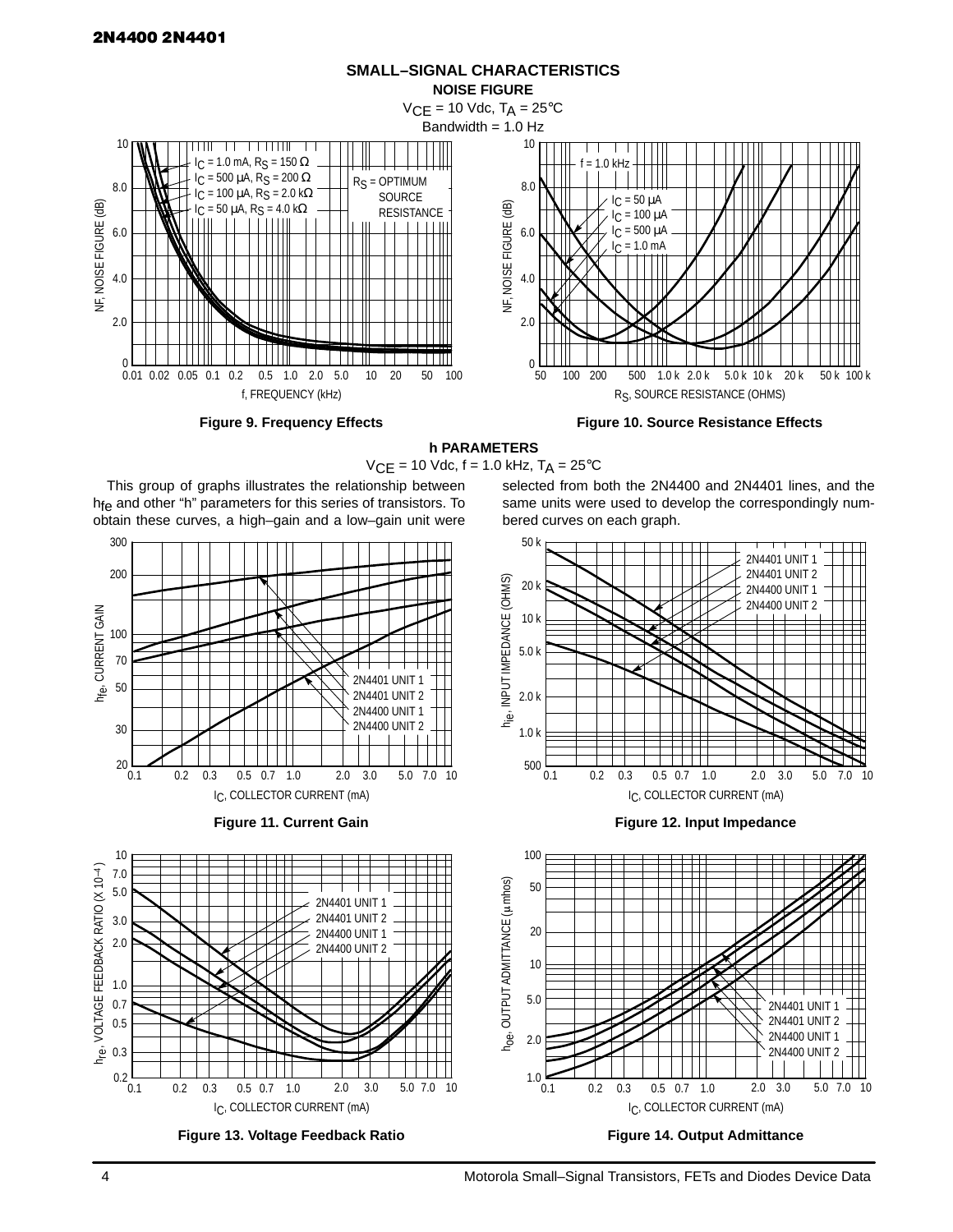## SMALL–SIGNAL CHARACTERISTICS

### NOISE FIGURE

$V_{CE}$ = 10 Vdc, $T_A$ = 25°C
Bandwidth = 1.0 Hz

Figure 9. Frequency Effects

Figure 10. Source Resistance Effects

### h PARAMETERS

$V_{CE}$ = 10 Vdc, f = 1.0 kHz, $T_A$ = 25°C

This group of graphs illustrates the relationship between $h_{fe}$ and other "h" parameters for this series of transistors. To obtain these curves, a high–gain and a low–gain unit were selected from both the 2N4400 and 2N4401 lines, and the same units were used to develop the correspondingly numbered curves on each graph.

Figure 11. Current Gain

Figure 12. Input Impedance

Figure 13. Voltage Feedback Ratio

Figure 14. Output Admittance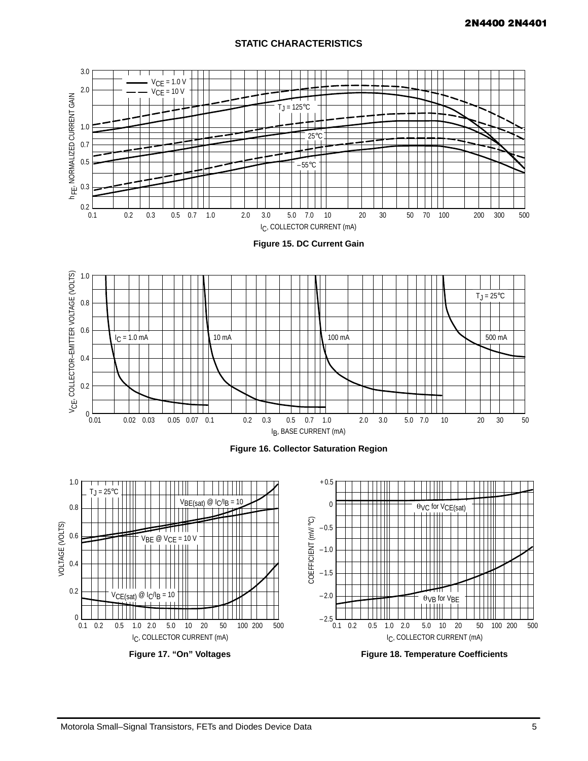## STATIC CHARACTERISTICS

Figure 15. DC Current Gain

Figure 16. Collector Saturation Region

Figure 17. "On" Voltages

Figure 18. Temperature Coefficients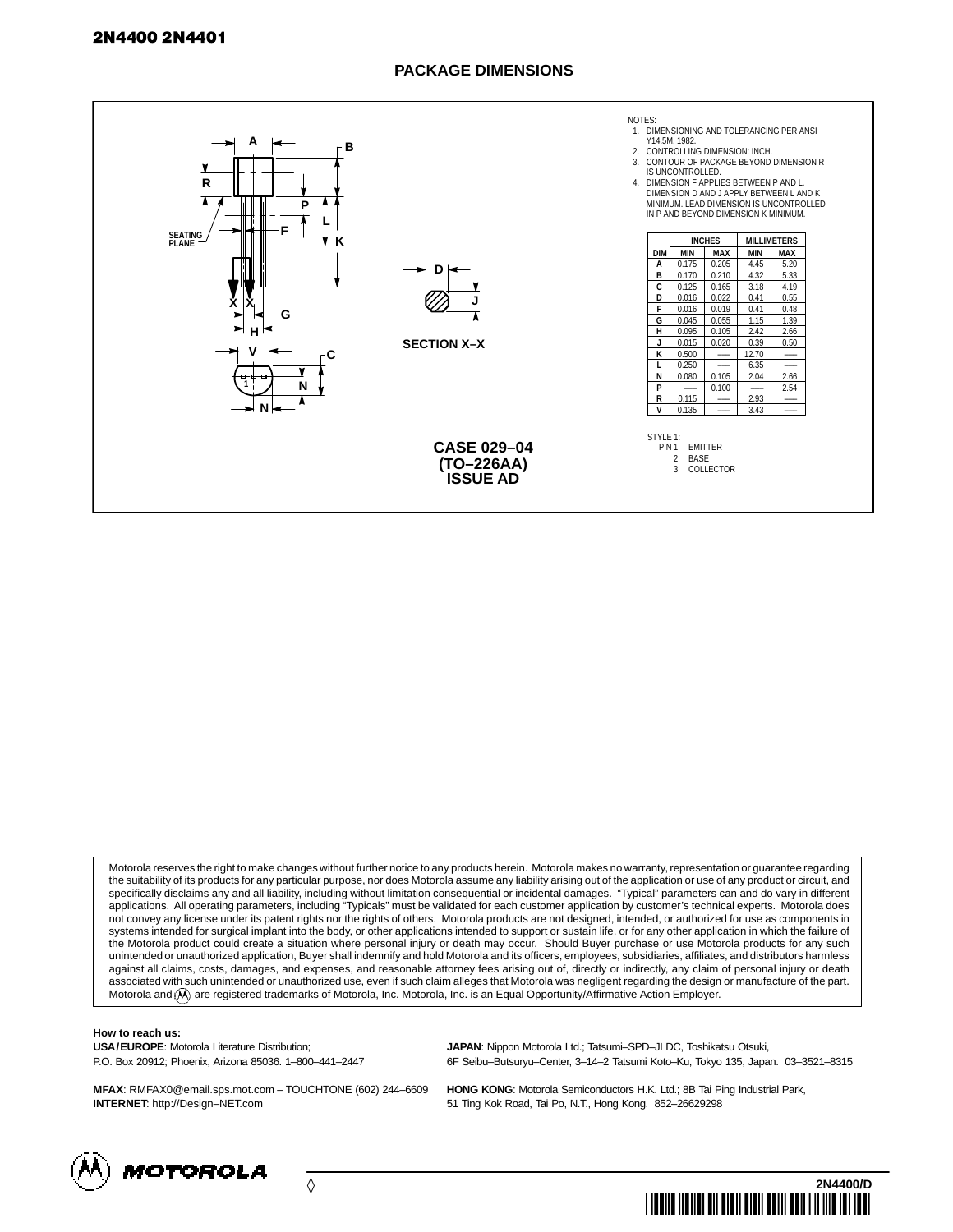## PACKAGE DIMENSIONS

A
B
R
P
L
F
K
SEATING PLANE
X X
G
H
V
C
N
N
1

D
J
SECTION X–X

NOTES:
1. DIMENSIONING AND TOLERANCING PER ANSI Y14.5M, 1982.
2. CONTROLLING DIMENSION: INCH.
3. CONTOUR OF PACKAGE BEYOND DIMENSION R IS UNCONTROLLED.
4. DIMENSION F APPLIES BETWEEN P AND L. DIMENSION D AND J APPLY BETWEEN L AND K MINIMUM. LEAD DIMENSION IS UNCONTROLLED IN P AND BEYOND DIMENSION K MINIMUM.

| | INCHES | | MILLIMETERS | |
|---|---|---|---|---|
| DIM | MIN | MAX | MIN | MAX |
| A | 0.175 | 0.205 | 4.45 | 5.20 |
| B | 0.170 | 0.210 | 4.32 | 5.33 |
| C | 0.125 | 0.165 | 3.18 | 4.19 |
| D | 0.016 | 0.022 | 0.41 | 0.55 |
| F | 0.016 | 0.019 | 0.41 | 0.48 |
| G | 0.045 | 0.055 | 1.15 | 1.39 |
| H | 0.095 | 0.105 | 2.42 | 2.66 |
| J | 0.015 | 0.020 | 0.39 | 0.50 |
| K | 0.500 | —— | 12.70 | —— |
| L | 0.250 | —— | 6.35 | —— |
| N | 0.080 | 0.105 | 2.04 | 2.66 |
| P | —— | 0.100 | —— | 2.54 |
| R | 0.115 | —— | 2.93 | —— |
| V | 0.135 | —— | 3.43 | —— |

STYLE 1:
PIN 1. EMITTER
2. BASE
3. COLLECTOR

**CASE 029–04**
**(TO–226AA)**
**ISSUE AD**

Motorola reserves the right to make changes without further notice to any products herein. Motorola makes no warranty, representation or guarantee regarding the suitability of its products for any particular purpose, nor does Motorola assume any liability arising out of the application or use of any product or circuit, and specifically disclaims any and all liability, including without limitation consequential or incidental damages. "Typical" parameters can and do vary in different applications. All operating parameters, including "Typicals" must be validated for each customer application by customer's technical experts. Motorola does not convey any license under its patent rights nor the rights of others. Motorola products are not designed, intended, or authorized for use as components in systems intended for surgical implant into the body, or other applications intended to support or sustain life, or for any other application in which the failure of the Motorola product could create a situation where personal injury or death may occur. Should Buyer purchase or use Motorola products for any such unintended or unauthorized application, Buyer shall indemnify and hold Motorola and its officers, employees, subsidiaries, affiliates, and distributors harmless against all claims, costs, damages, and expenses, and reasonable attorney fees arising out of, directly or indirectly, any claim of personal injury or death associated with such unintended or unauthorized use, even if such claim alleges that Motorola was negligent regarding the design or manufacture of the part. Motorola and Ⓜ are registered trademarks of Motorola, Inc. Motorola, Inc. is an Equal Opportunity/Affirmative Action Employer.

**How to reach us:**
**USA / EUROPE**: Motorola Literature Distribution;
P.O. Box 20912; Phoenix, Arizona 85036. 1–800–441–2447

**MFAX**: RMFAX0@email.sps.mot.com – TOUCHTONE (602) 244–6609
**INTERNET**: http://Design–NET.com

**JAPAN**: Nippon Motorola Ltd.; Tatsumi–SPD–JLDC, Toshikatsu Otsuki,
6F Seibu–Butsuryu–Center, 3–14–2 Tatsumi Koto–Ku, Tokyo 135, Japan. 03–3521–8315

**HONG KONG**: Motorola Semiconductors H.K. Ltd.; 8B Tai Ping Industrial Park,
51 Ting Kok Road, Tai Po, N.T., Hong Kong. 852–26629298

MOTOROLA

2N4400/D